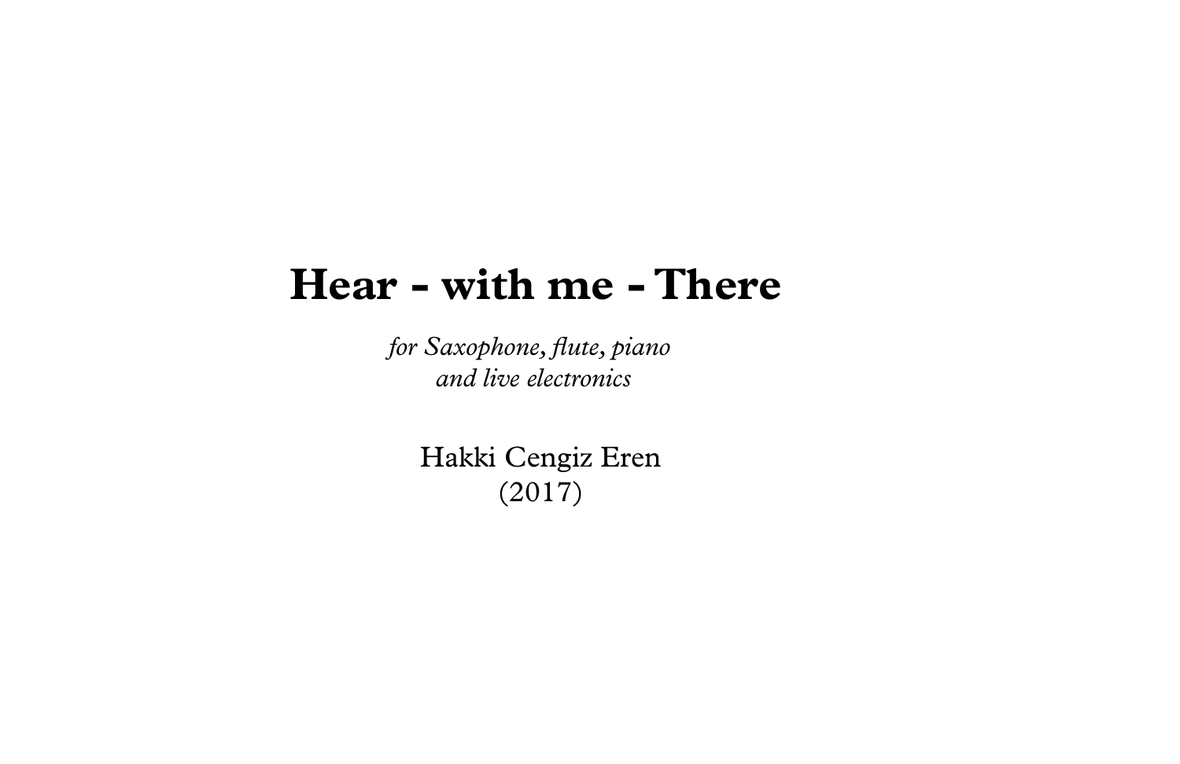# Hear - with me - There

*for Saxophone, flute, piano*
*and live electronics*

Hakki Cengiz Eren
(2017)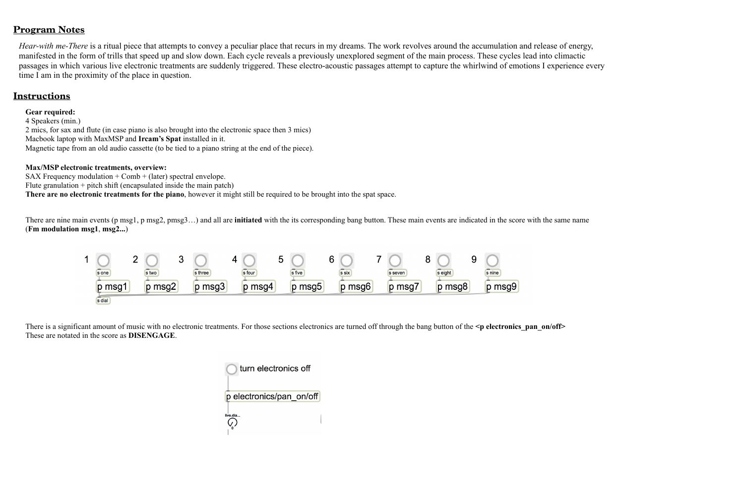## Program Notes

*Hear-with me-There* is a ritual piece that attempts to convey a peculiar place that recurs in my dreams. The work revolves around the accumulation and release of energy, manifested in the form of trills that speed up and slow down. Each cycle reveals a previously unexplored segment of the main process. These cycles lead into climactic passages in which various live electronic treatments are suddenly triggered. These electro-acoustic passages attempt to capture the whirlwind of emotions I experience every time I am in the proximity of the place in question.

## Instructions

**Gear required:**
4 Speakers (min.)
2 mics, for sax and flute (in case piano is also brought into the electronic space then 3 mics)
Macbook laptop with MaxMSP and **Ircam's Spat** installed in it.
Magnetic tape from an old audio cassette (to be tied to a piano string at the end of the piece).

**Max/MSP electronic treatments, overview:**
SAX Frequency modulation + Comb + (later) spectral envelope.
Flute granulation + pitch shift (encapsulated inside the main patch)
**There are no electronic treatments for the piano**, however it might still be required to be brought into the spat space.

There are nine main events (p msg1, p msg2, pmsg3…) and all are **initiated** with the its corresponding bang button. These main events are indicated in the score with the same name (**Fm modulation msg1**, **msg2...**)

1 s one p msg1 s dial — 2 s two p msg2 — 3 s three p msg3 — 4 s four p msg4 — 5 s five p msg5 — 6 s six p msg6 — 7 s seven p msg7 — 8 s eight p msg8 — 9 s nine p msg9

There is a significant amount of music with no electronic treatments. For those sections electronics are turned off through the bang button of the **<p electronics_pan_on/off>** These are notated in the score as **DISENGAGE**.

turn electronics off
p electronics/pan_on/off
live.dia...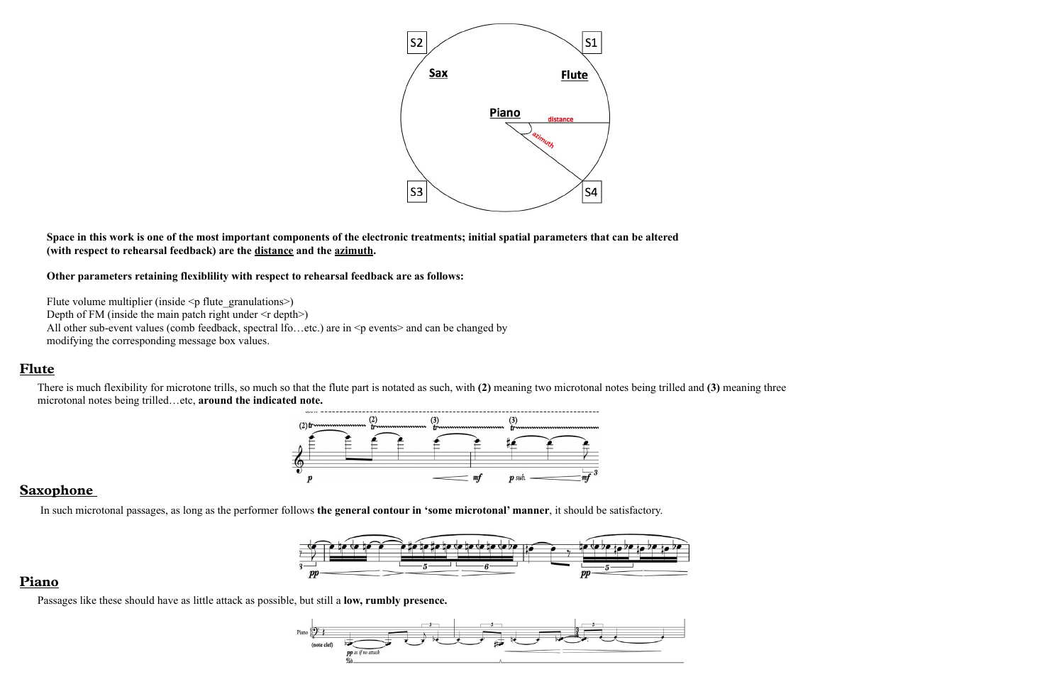Space in this work is one of the most important components of the electronic treatments; initial spatial parameters that can be altered (with respect to rehearsal feedback) are the distance and the azimuth.

**Other parameters retaining flexiblility with respect to rehearsal feedback are as follows:**

Flute volume multiplier (inside <p flute_granulations>)
Depth of FM (inside the main patch right under <r depth>)
All other sub-event values (comb feedback, spectral lfo…etc.) are in <p events> and can be changed by modifying the corresponding message box values.

## Flute

There is much flexibility for microtone trills, so much so that the flute part is notated as such, with **(2)** meaning two microtonal notes being trilled and **(3)** meaning three microtonal notes being trilled…etc, **around the indicated note.**

## Saxophone

In such microtonal passages, as long as the performer follows **the general contour in 'some microtonal' manner**, it should be satisfactory.

## Piano

Passages like these should have as little attack as possible, but still a **low, rumbly presence.**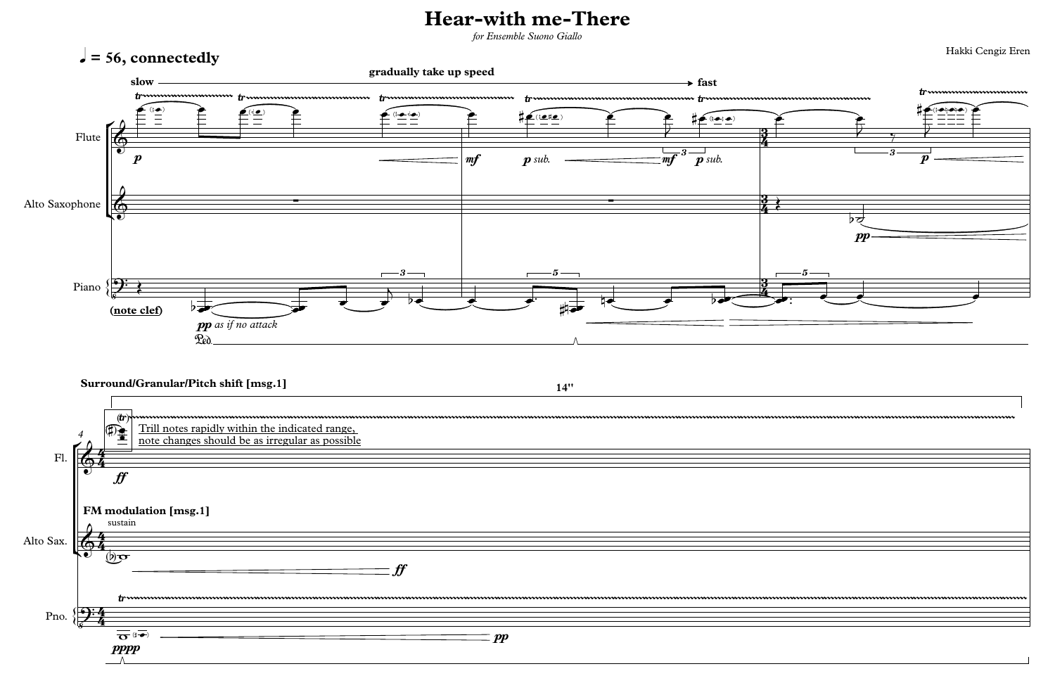# Hear-with me-There

*for Ensemble Suono Giallo*

Hakki Cengiz Eren

**♩ = 56, connectedly**

**slow** — **gradually take up speed** → **fast**

Flute

Alto Saxophone

Piano

**(note clef)**

*pp as if no attack*

**Surround/Granular/Pitch shift [msg.1]**

**14"**

Trill notes rapidly within the indicated range, note changes should be as irregular as possible

**FM modulation [msg.1]**

sustain

Fl.

Alto Sax.

Pno.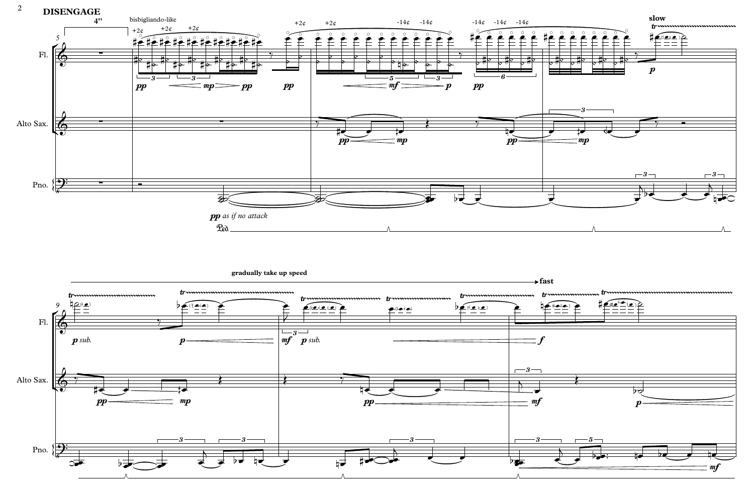## DISENGAGE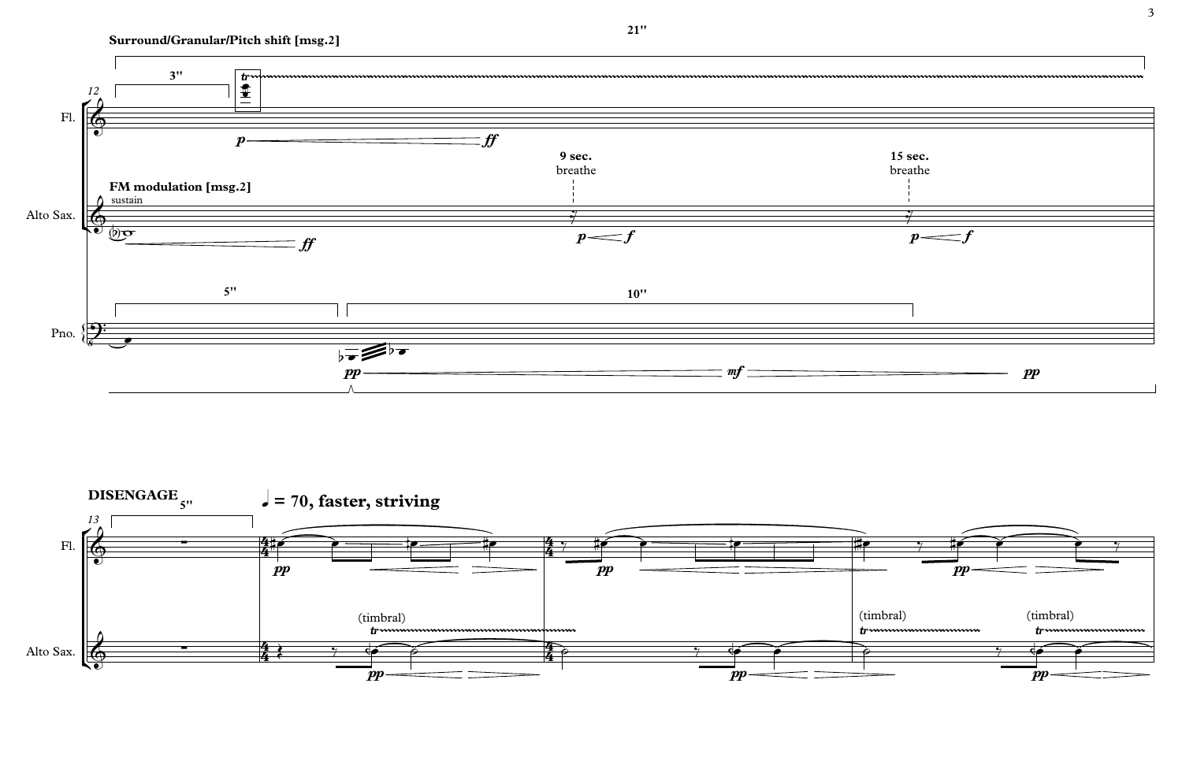**Surround/Granular/Pitch shift [msg.2]**

21''

3''

Fl.

*p* — *ff*

9 sec.
breathe

15 sec.
breathe

**FM modulation [msg.2]**
sustain

Alto Sax.

*ff*

*p* — *f*

*p* — *f*

5''

10''

Pno.

*pp* — *mf* — *pp*

**DISENGAGE** 5''

♩ **= 70, faster, striving**

Fl.

*pp*

*pp*

*pp*

(timbral)

(timbral)

(timbral)

Alto Sax.

*pp*

*pp*

*pp*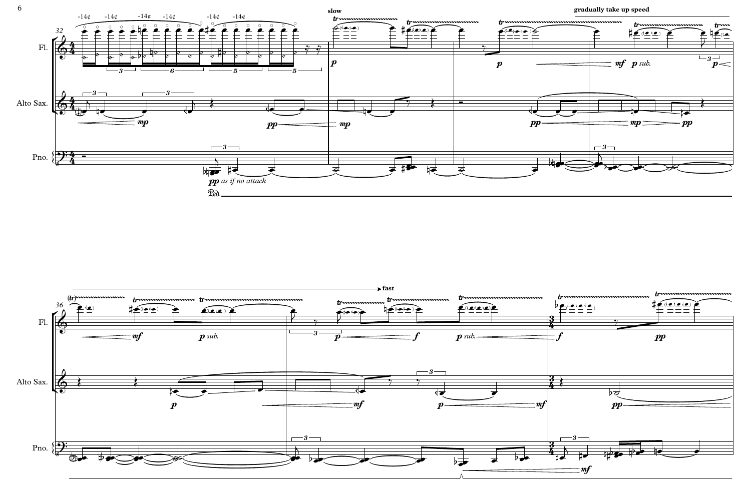Fl.

Alto Sax.

Pno.

-14¢ -14¢ -14¢ -14¢ -14¢ -14¢

slow

gradually take up speed

*pp as if no attack*

*p sub.*

fast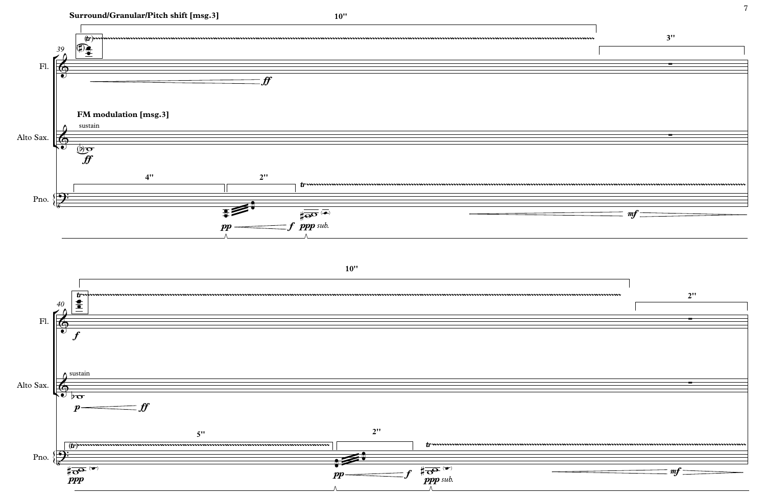**Surround/Granular/Pitch shift [msg.3]**

**FM modulation [msg.3]**

sustain

sustain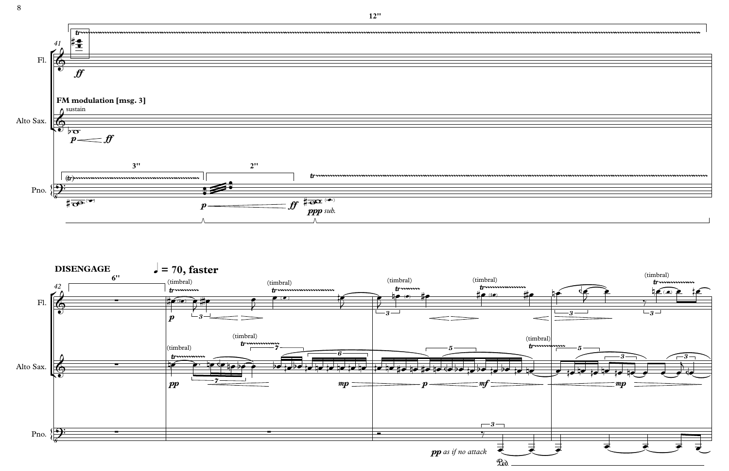12''

Fl.

Alto Sax.

**FM modulation [msg. 3]**

sustain

Pno.

3''

2''

*ppp sub.*

**DISENGAGE**

**♩ = 70, faster**

6''

(timbral)

*pp as if no attack*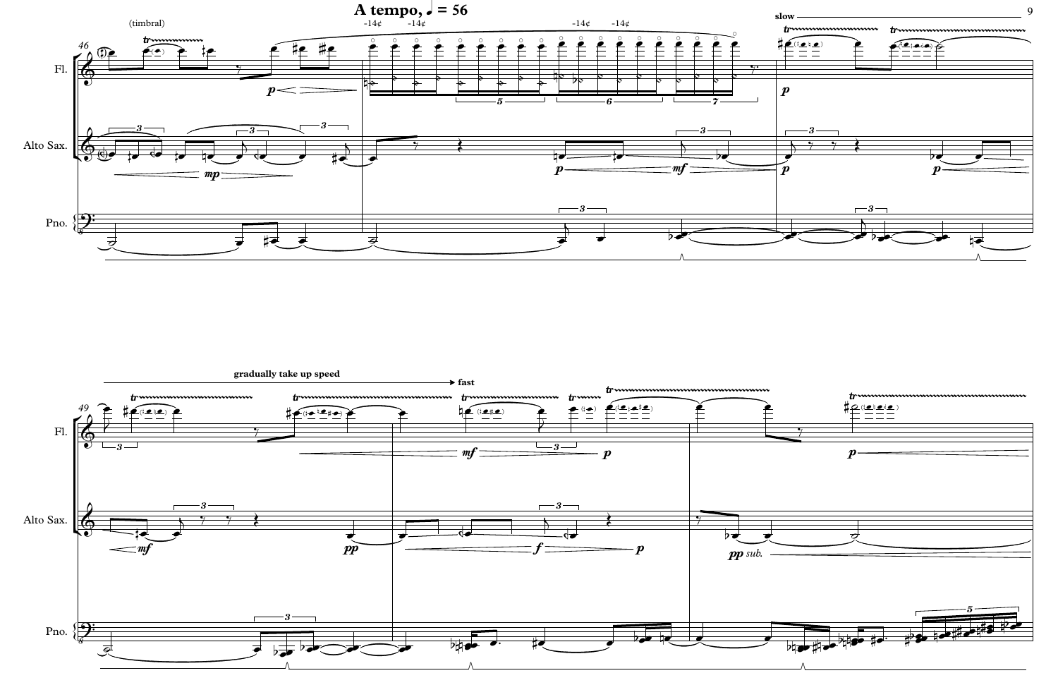**A tempo, ♩ = 56**

(timbral)

-14¢ -14¢ -14¢ -14¢

slow

Fl.

Alto Sax.

Pno.

gradually take up speed

fast

Fl.

Alto Sax.

Pno.

*pp sub.*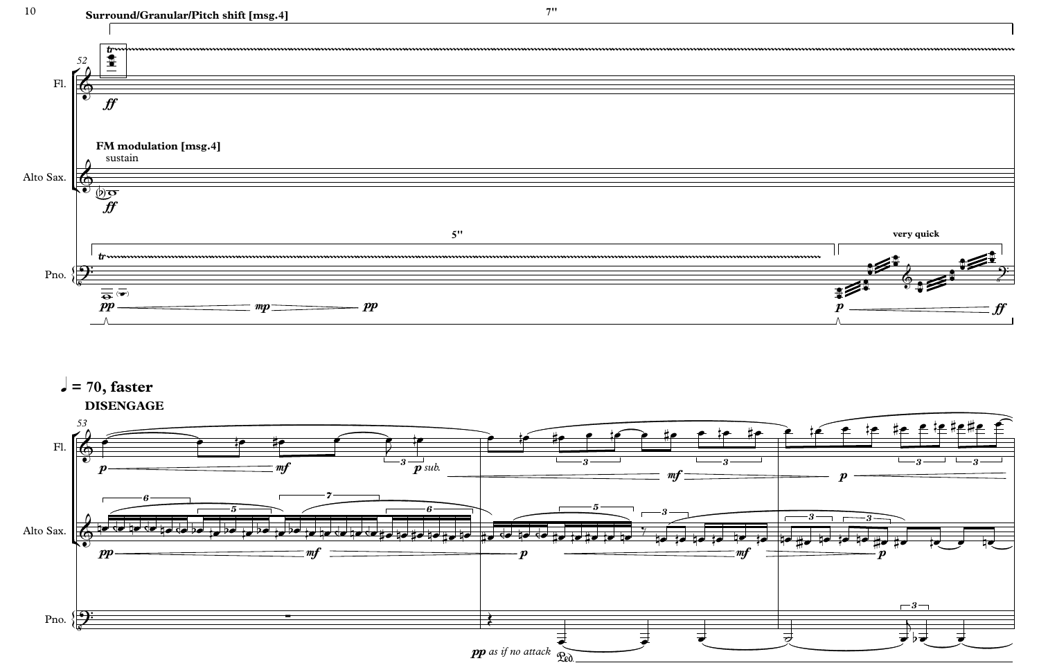Surround/Granular/Pitch shift [msg.4]

7''

FM modulation [msg.4]

sustain

5''

very quick

♩ = 70, faster

DISENGAGE

*pp as if no attack*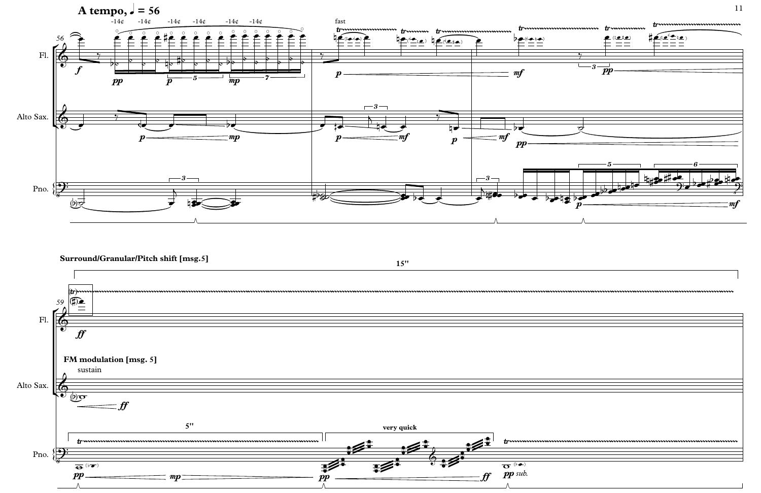**A tempo, ♩ = 56**

Fl.

Alto Sax.

Pno.

**Surround/Granular/Pitch shift [msg.5]**

15''

**FM modulation [msg. 5]**

sustain

5''

**very quick**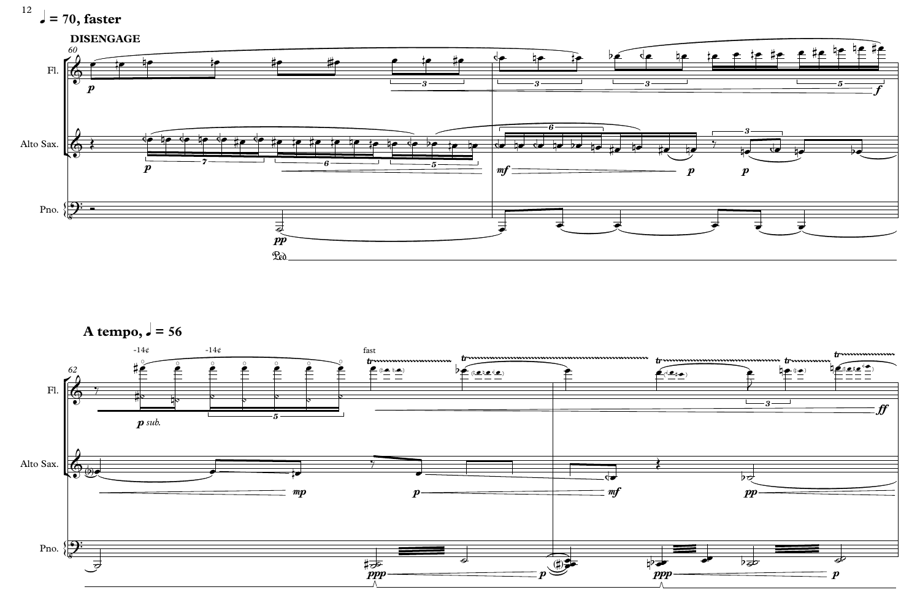**♩ = 70, faster**

**DISENGAGE**

**A tempo, ♩ = 56**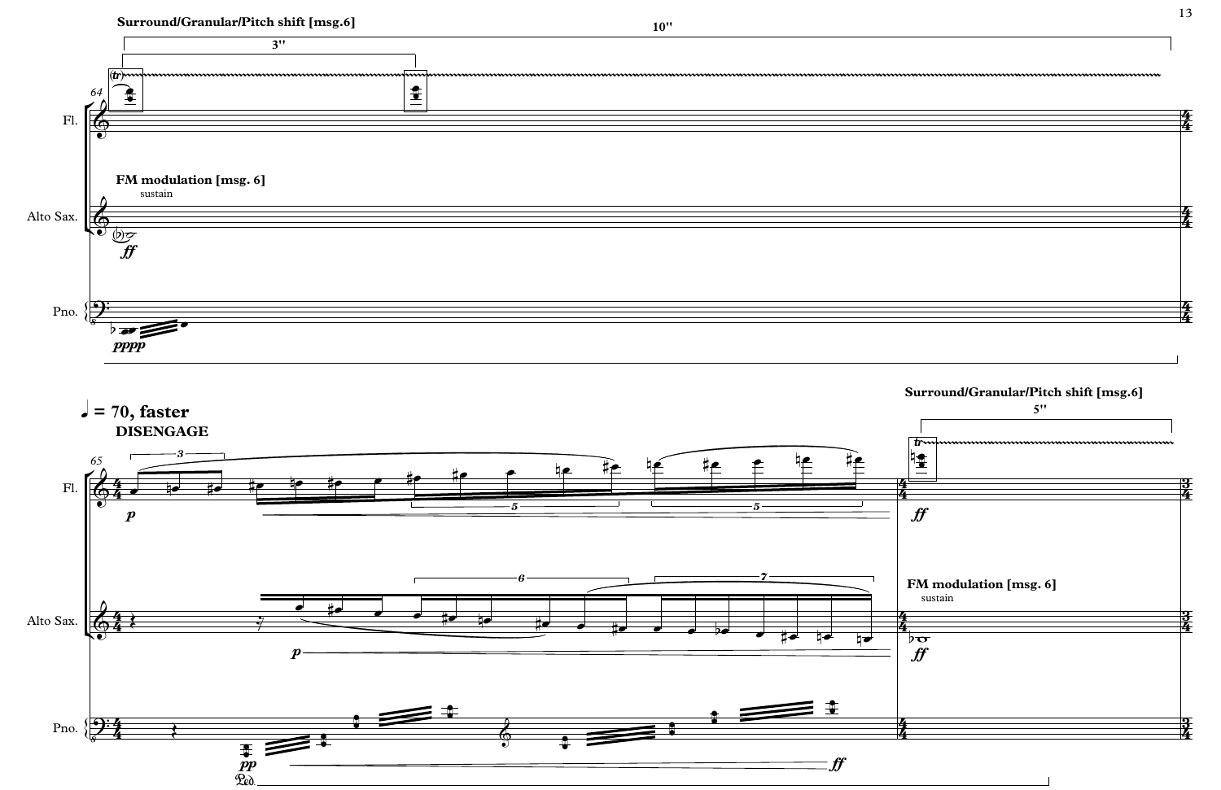Surround/Granular/Pitch shift [msg.6]

10''

3''

64

Fl.

FM modulation [msg. 6]

sustain

Alto Sax.

*ff*

Pno.

*pppp*

♩ = 70, faster

DISENGAGE

65

Fl.

*p*

Surround/Granular/Pitch shift [msg.6]

5''

*ff*

Alto Sax.

*p*

FM modulation [msg. 6]

sustain

*ff*

Pno.

*pp*

*ff*

Ped.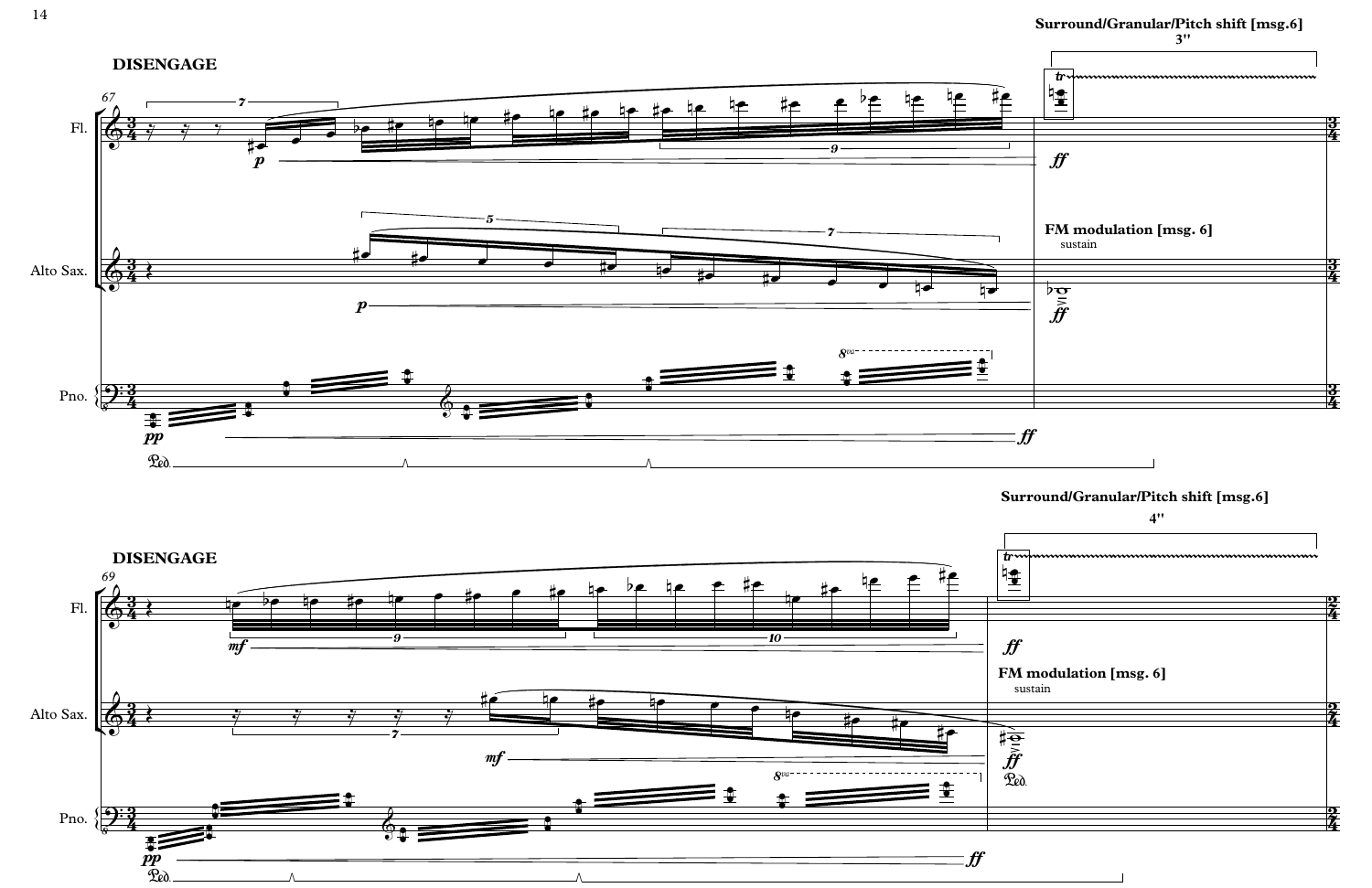**Surround/Granular/Pitch shift [msg.6]**

3''

**DISENGAGE**

**FM modulation [msg. 6]**

sustain

**Surround/Granular/Pitch shift [msg.6]**

4''

**DISENGAGE**

**FM modulation [msg. 6]**

sustain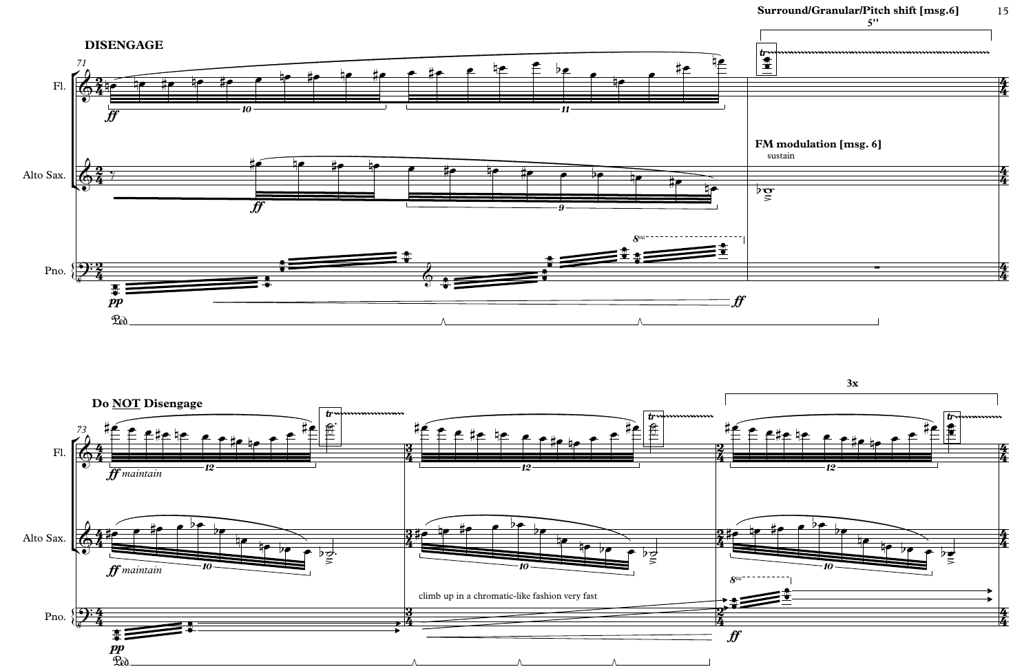**DISENGAGE**

**Surround/Granular/Pitch shift [msg.6]**

5''

**FM modulation [msg. 6]**

sustain

**Do NOT Disengage**

*ff maintain*

climb up in a chromatic-like fashion very fast

3x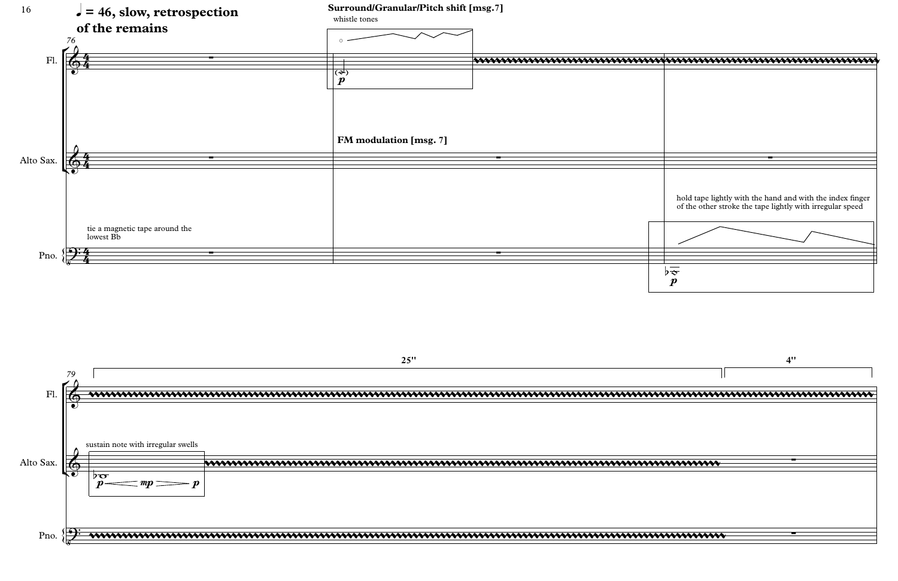♩ = 46, slow, retrospection of the remains

76

**Surround/Granular/Pitch shift [msg.7]**

whistle tones

Fl.

**FM modulation [msg. 7]**

Alto Sax.

tie a magnetic tape around the lowest Bb

hold tape lightly with the hand and with the index finger of the other stroke the tape lightly with irregular speed

Pno.

79

25''

4''

Fl.

sustain note with irregular swells

*p* — *mp* — *p*

Alto Sax.

Pno.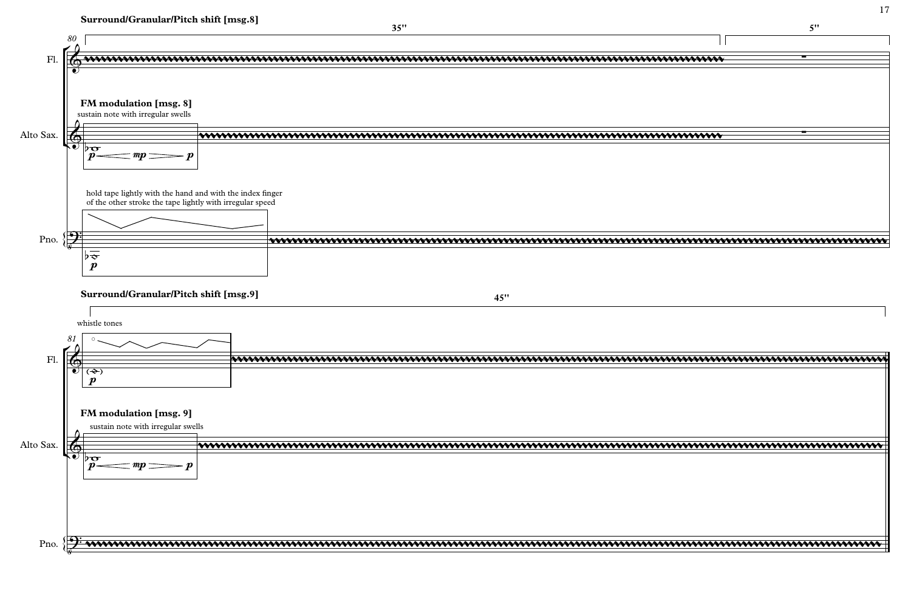**Surround/Granular/Pitch shift [msg.8]**

80

35''

5''

Fl.

**FM modulation [msg. 8]**

sustain note with irregular swells

Alto Sax.

*p* *mp* *p*

hold tape lightly with the hand and with the index finger of the other stroke the tape lightly with irregular speed

Pno.

*p*

**Surround/Granular/Pitch shift [msg.9]**

45''

whistle tones

81

Fl.

*p*

**FM modulation [msg. 9]**

sustain note with irregular swells

Alto Sax.

*p* *mp* *p*

Pno.